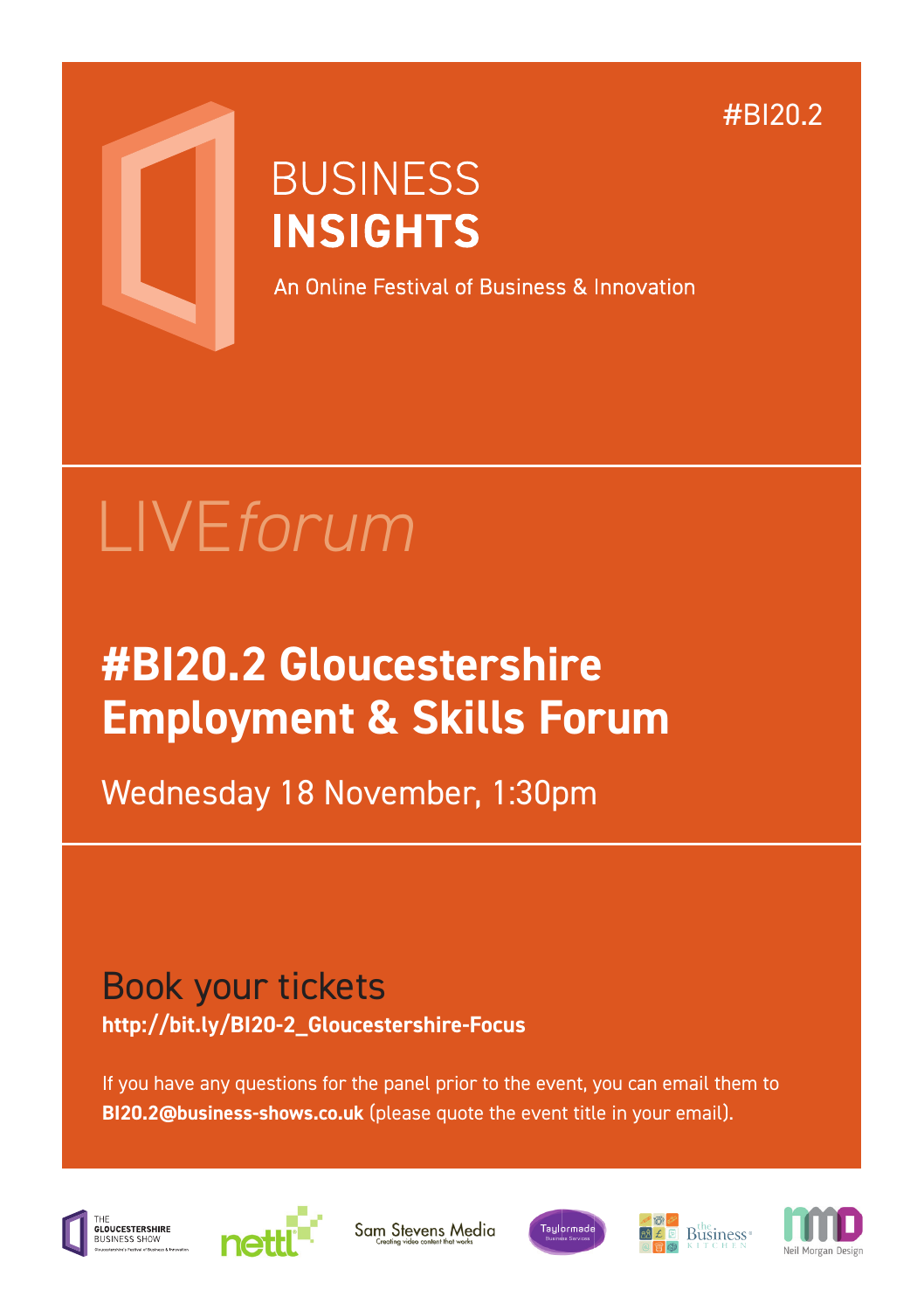#BI20.2

# BUSINESS **INSIGHTS**

An Online Festival of Business & Innovation

LIVE*forum*

## #BI20.2 Gloucestershire Employment & Skills Forum

Wednesday 18 November, 1:30pm

### Book your tickets

**http://bit.ly/BI20-2_Gloucestershire-Focus**

If you have any questions for the panel prior to the event, you can email them to **BI20.2@business-shows.co.uk** (please quote the event title in your email).

THE GLOUCESTERSHIRE BUSINESS SHOW · nettl · Sam Stevens Media · Taylormade · the Business Kitchen · Neil Morgan Design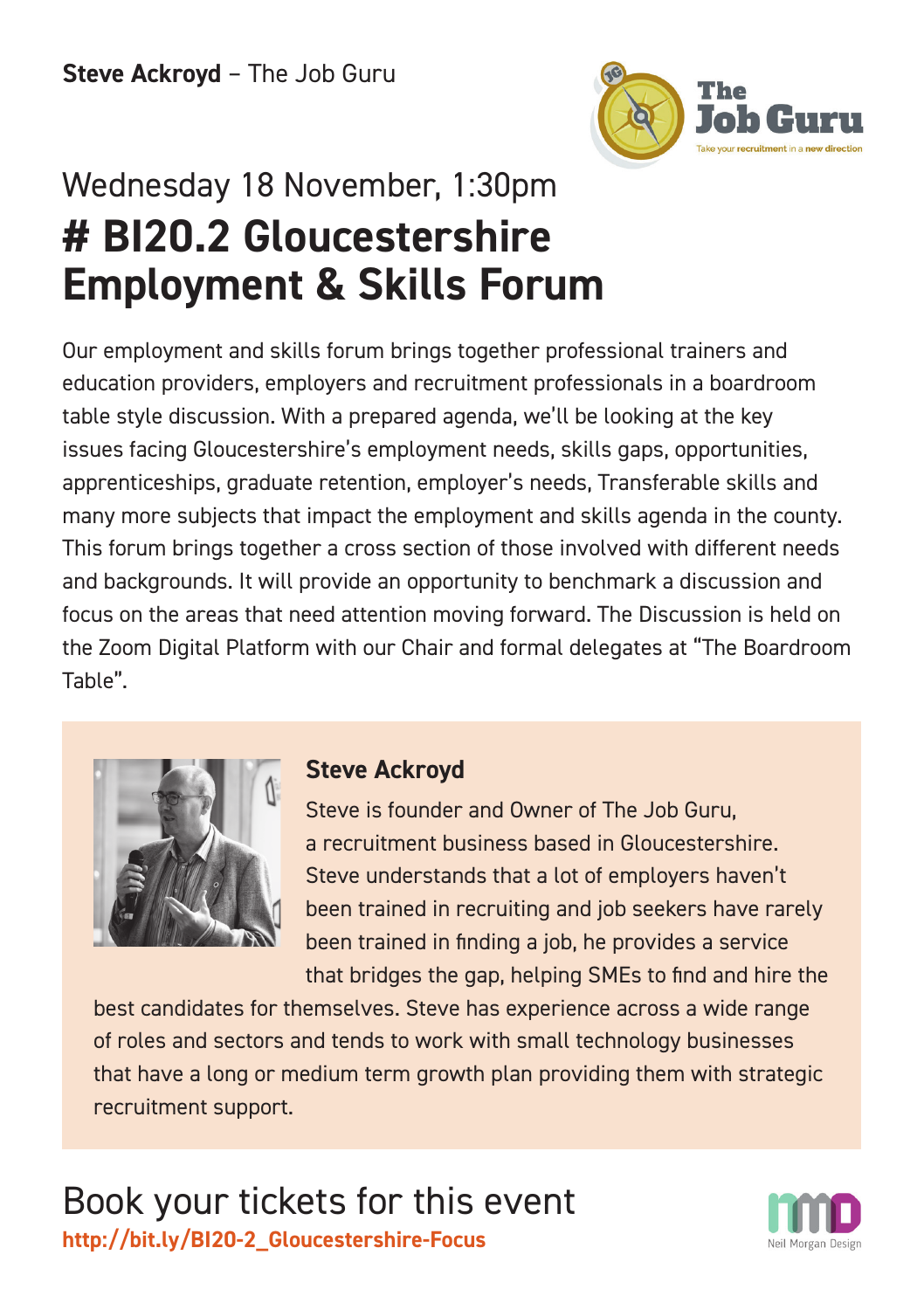**Steve Ackroyd** – The Job Guru

The Job Guru
Take your recruitment in a new direction

Wednesday 18 November, 1:30pm

# # BI20.2 Gloucestershire Employment & Skills Forum

Our employment and skills forum brings together professional trainers and education providers, employers and recruitment professionals in a boardroom table style discussion. With a prepared agenda, we'll be looking at the key issues facing Gloucestershire's employment needs, skills gaps, opportunities, apprenticeships, graduate retention, employer's needs, Transferable skills and many more subjects that impact the employment and skills agenda in the county. This forum brings together a cross section of those involved with different needs and backgrounds. It will provide an opportunity to benchmark a discussion and focus on the areas that need attention moving forward. The Discussion is held on the Zoom Digital Platform with our Chair and formal delegates at "The Boardroom Table".

### Steve Ackroyd

Steve is founder and Owner of The Job Guru, a recruitment business based in Gloucestershire. Steve understands that a lot of employers haven't been trained in recruiting and job seekers have rarely been trained in finding a job, he provides a service that bridges the gap, helping SMEs to find and hire the best candidates for themselves. Steve has experience across a wide range of roles and sectors and tends to work with small technology businesses that have a long or medium term growth plan providing them with strategic recruitment support.

## Book your tickets for this event

**http://bit.ly/BI20-2_Gloucestershire-Focus**

Neil Morgan Design